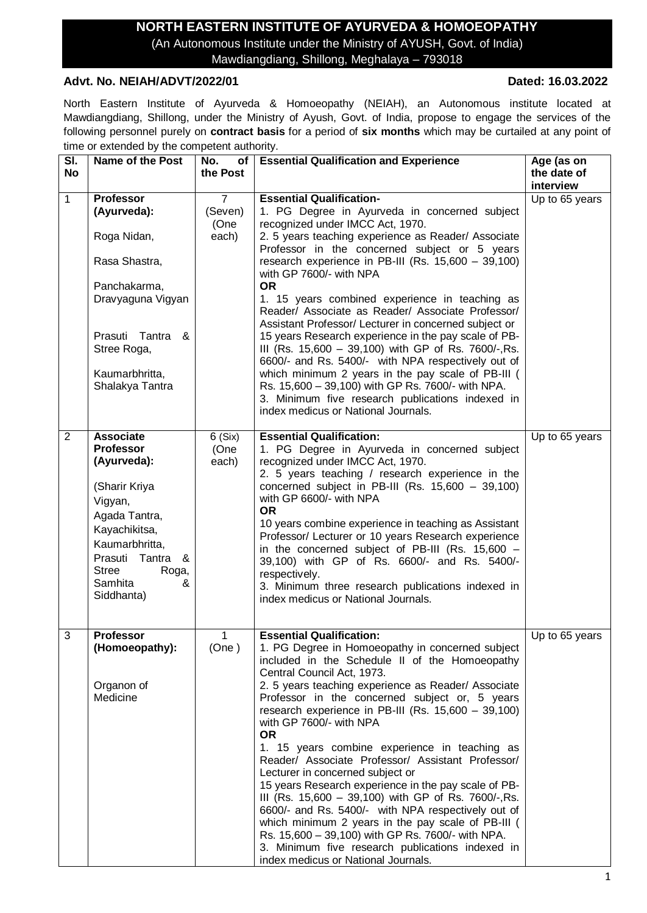# NORTH EASTERN INSTITUTE OF AYURVEDA & HOMOEOPATHY

(An Autonomous Institute under the Ministry of AYUSH, Govt. of India)
Mawdiangdiang, Shillong, Meghalaya – 793018

**Advt. No. NEIAH/ADVT/2022/01** **Dated: 16.03.2022**

North Eastern Institute of Ayurveda & Homoeopathy (NEIAH), an Autonomous institute located at Mawdiangdiang, Shillong, under the Ministry of Ayush, Govt. of India, propose to engage the services of the following personnel purely on **contract basis** for a period of **six months** which may be curtailed at any point of time or extended by the competent authority.

| Sl. No | Name of the Post | No. of the Post | Essential Qualification and Experience | Age (as on the date of interview |
|---|---|---|---|---|
| 1 | **Professor (Ayurveda):**<br><br>Roga Nidan,<br><br>Rasa Shastra,<br><br>Panchakarma,<br>Dravyaguna Vigyan<br><br>Prasuti Tantra & Stree Roga,<br><br>Kaumarbhritta,<br>Shalakya Tantra | 7 (Seven) (One each) | **Essential Qualification-**<br>1. PG Degree in Ayurveda in concerned subject recognized under IMCC Act, 1970.<br>2. 5 years teaching experience as Reader/ Associate Professor in the concerned subject or 5 years research experience in PB-III (Rs. 15,600 – 39,100) with GP 7600/- with NPA<br>**OR**<br>1. 15 years combined experience in teaching as Reader/ Associate as Reader/ Associate Professor/ Assistant Professor/ Lecturer in concerned subject or 15 years Research experience in the pay scale of PB-III (Rs. 15,600 – 39,100) with GP of Rs. 7600/-,Rs. 6600/- and Rs. 5400/- with NPA respectively out of which minimum 2 years in the pay scale of PB-III ( Rs. 15,600 – 39,100) with GP Rs. 7600/- with NPA.<br>3. Minimum five research publications indexed in index medicus or National Journals. | Up to 65 years |
| 2 | **Associate Professor (Ayurveda):**<br><br>(Sharir Kriya Vigyan,<br>Agada Tantra,<br>Kayachikitsa,<br>Kaumarbhritta,<br>Prasuti Tantra & Stree Roga,<br>Samhita & Siddhanta) | 6 (Six) (One each) | **Essential Qualification:**<br>1. PG Degree in Ayurveda in concerned subject recognized under IMCC Act, 1970.<br>2. 5 years teaching / research experience in the concerned subject in PB-III (Rs. 15,600 – 39,100) with GP 6600/- with NPA<br>**OR**<br>10 years combine experience in teaching as Assistant Professor/ Lecturer or 10 years Research experience in the concerned subject of PB-III (Rs. 15,600 – 39,100) with GP of Rs. 6600/- and Rs. 5400/- respectively.<br>3. Minimum three research publications indexed in index medicus or National Journals. | Up to 65 years |
| 3 | **Professor (Homoeopathy):**<br><br>Organon of Medicine | 1 (One ) | **Essential Qualification:**<br>1. PG Degree in Homoeopathy in concerned subject included in the Schedule II of the Homoeopathy Central Council Act, 1973.<br>2. 5 years teaching experience as Reader/ Associate Professor in the concerned subject or, 5 years research experience in PB-III (Rs. 15,600 – 39,100) with GP 7600/- with NPA<br>**OR**<br>1. 15 years combine experience in teaching as Reader/ Associate Professor/ Assistant Professor/ Lecturer in concerned subject or<br>15 years Research experience in the pay scale of PB-III (Rs. 15,600 – 39,100) with GP of Rs. 7600/-,Rs. 6600/- and Rs. 5400/- with NPA respectively out of which minimum 2 years in the pay scale of PB-III ( Rs. 15,600 – 39,100) with GP Rs. 7600/- with NPA.<br>3. Minimum five research publications indexed in index medicus or National Journals. | Up to 65 years |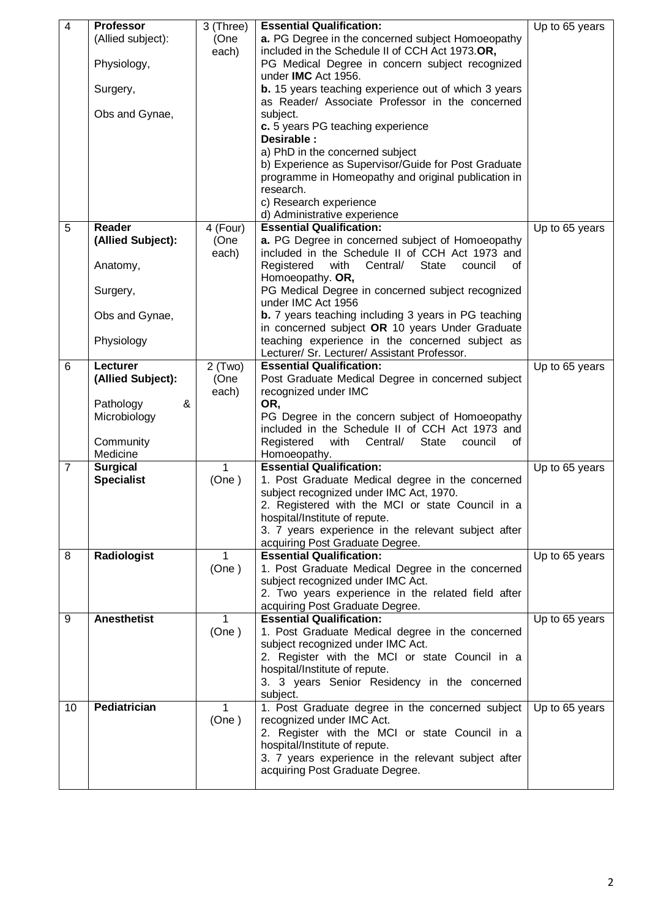| 4 | **Professor** (Allied subject): Physiology, Surgery, Obs and Gynae, | 3 (Three) (One each) | **Essential Qualification:** **a.** PG Degree in the concerned subject Homoeopathy included in the Schedule II of CCH Act 1973.**OR,** PG Medical Degree in concern subject recognized under **IMC** Act 1956. **b.** 15 years teaching experience out of which 3 years as Reader/ Associate Professor in the concerned subject. **c.** 5 years PG teaching experience **Desirable :** a) PhD in the concerned subject b) Experience as Supervisor/Guide for Post Graduate programme in Homeopathy and original publication in research. c) Research experience d) Administrative experience | Up to 65 years |
|---|---|---|---|---|
| 5 | **Reader (Allied Subject):** Anatomy, Surgery, Obs and Gynae, Physiology | 4 (Four) (One each) | **Essential Qualification:** **a.** PG Degree in concerned subject of Homoeopathy included in the Schedule II of CCH Act 1973 and Registered with Central/ State council of Homoeopathy. **OR,** PG Medical Degree in concerned subject recognized under IMC Act 1956 **b.** 7 years teaching including 3 years in PG teaching in concerned subject **OR** 10 years Under Graduate teaching experience in the concerned subject as Lecturer/ Sr. Lecturer/ Assistant Professor. | Up to 65 years |
| 6 | **Lecturer (Allied Subject):** Pathology & Microbiology Community Medicine | 2 (Two) (One each) | **Essential Qualification:** Post Graduate Medical Degree in concerned subject recognized under IMC **OR,** PG Degree in the concern subject of Homoeopathy included in the Schedule II of CCH Act 1973 and Registered with Central/ State council of Homoeopathy. | Up to 65 years |
| 7 | **Surgical Specialist** | 1 (One ) | **Essential Qualification:** 1. Post Graduate Medical degree in the concerned subject recognized under IMC Act, 1970. 2. Registered with the MCI or state Council in a hospital/Institute of repute. 3. 7 years experience in the relevant subject after acquiring Post Graduate Degree. | Up to 65 years |
| 8 | **Radiologist** | 1 (One ) | **Essential Qualification:** 1. Post Graduate Medical Degree in the concerned subject recognized under IMC Act. 2. Two years experience in the related field after acquiring Post Graduate Degree. | Up to 65 years |
| 9 | **Anesthetist** | 1 (One ) | **Essential Qualification:** 1. Post Graduate Medical degree in the concerned subject recognized under IMC Act. 2. Register with the MCI or state Council in a hospital/Institute of repute. 3. 3 years Senior Residency in the concerned subject. | Up to 65 years |
| 10 | **Pediatrician** | 1 (One ) | 1. Post Graduate degree in the concerned subject recognized under IMC Act. 2. Register with the MCI or state Council in a hospital/Institute of repute. 3. 7 years experience in the relevant subject after acquiring Post Graduate Degree. | Up to 65 years |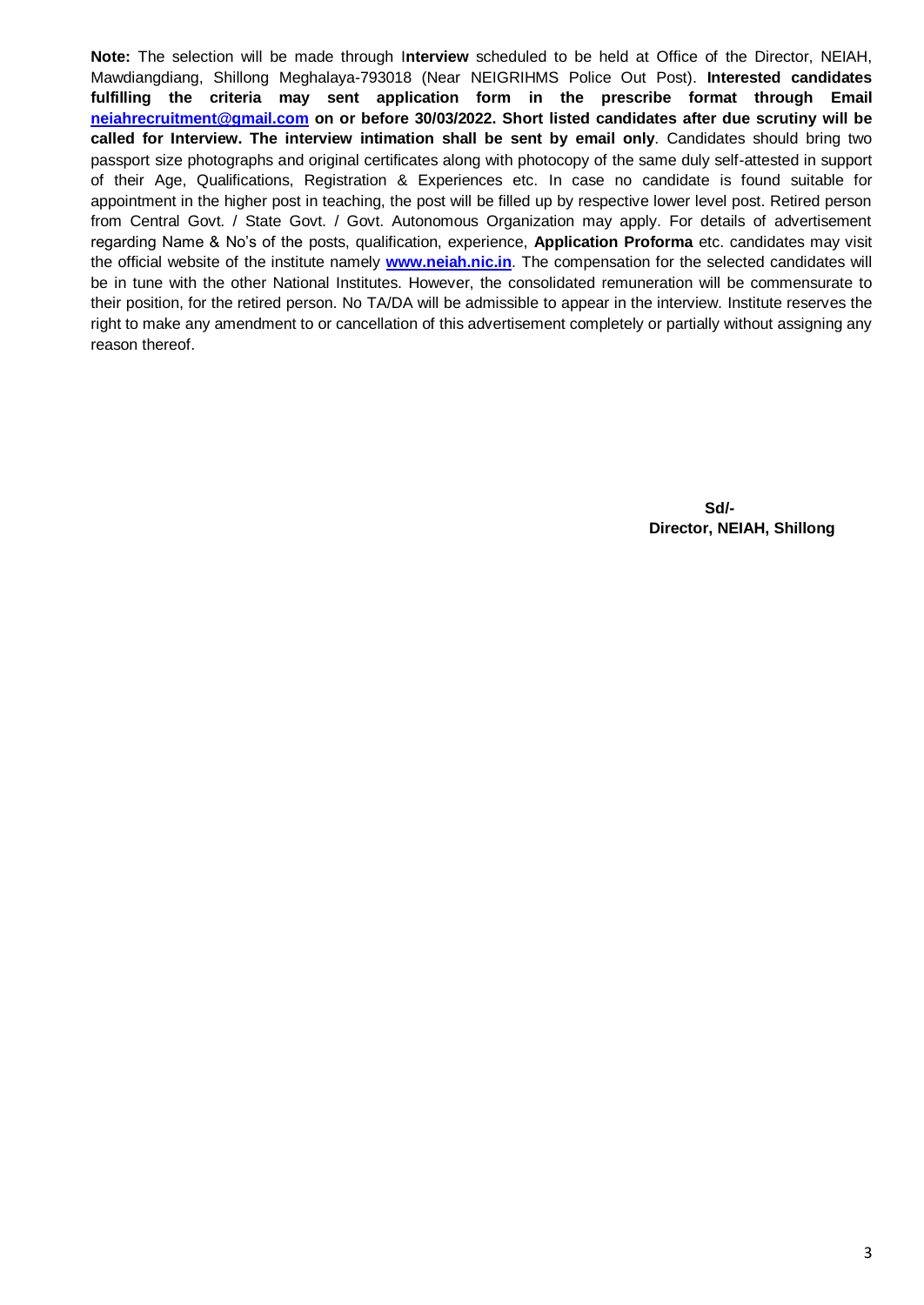**Note:** The selection will be made through I**nterview** scheduled to be held at Office of the Director, NEIAH, Mawdiangdiang, Shillong Meghalaya-793018 (Near NEIGRIHMS Police Out Post). **Interested candidates fulfilling the criteria may sent application form in the prescribe format through Email neiahrecruitment@gmail.com on or before 30/03/2022. Short listed candidates after due scrutiny will be called for Interview. The interview intimation shall be sent by email only**. Candidates should bring two passport size photographs and original certificates along with photocopy of the same duly self-attested in support of their Age, Qualifications, Registration & Experiences etc. In case no candidate is found suitable for appointment in the higher post in teaching, the post will be filled up by respective lower level post. Retired person from Central Govt. / State Govt. / Govt. Autonomous Organization may apply. For details of advertisement regarding Name & No's of the posts, qualification, experience, **Application Proforma** etc. candidates may visit the official website of the institute namely **www.neiah.nic.in**. The compensation for the selected candidates will be in tune with the other National Institutes. However, the consolidated remuneration will be commensurate to their position, for the retired person. No TA/DA will be admissible to appear in the interview. Institute reserves the right to make any amendment to or cancellation of this advertisement completely or partially without assigning any reason thereof.

**Sd/-**
**Director, NEIAH, Shillong**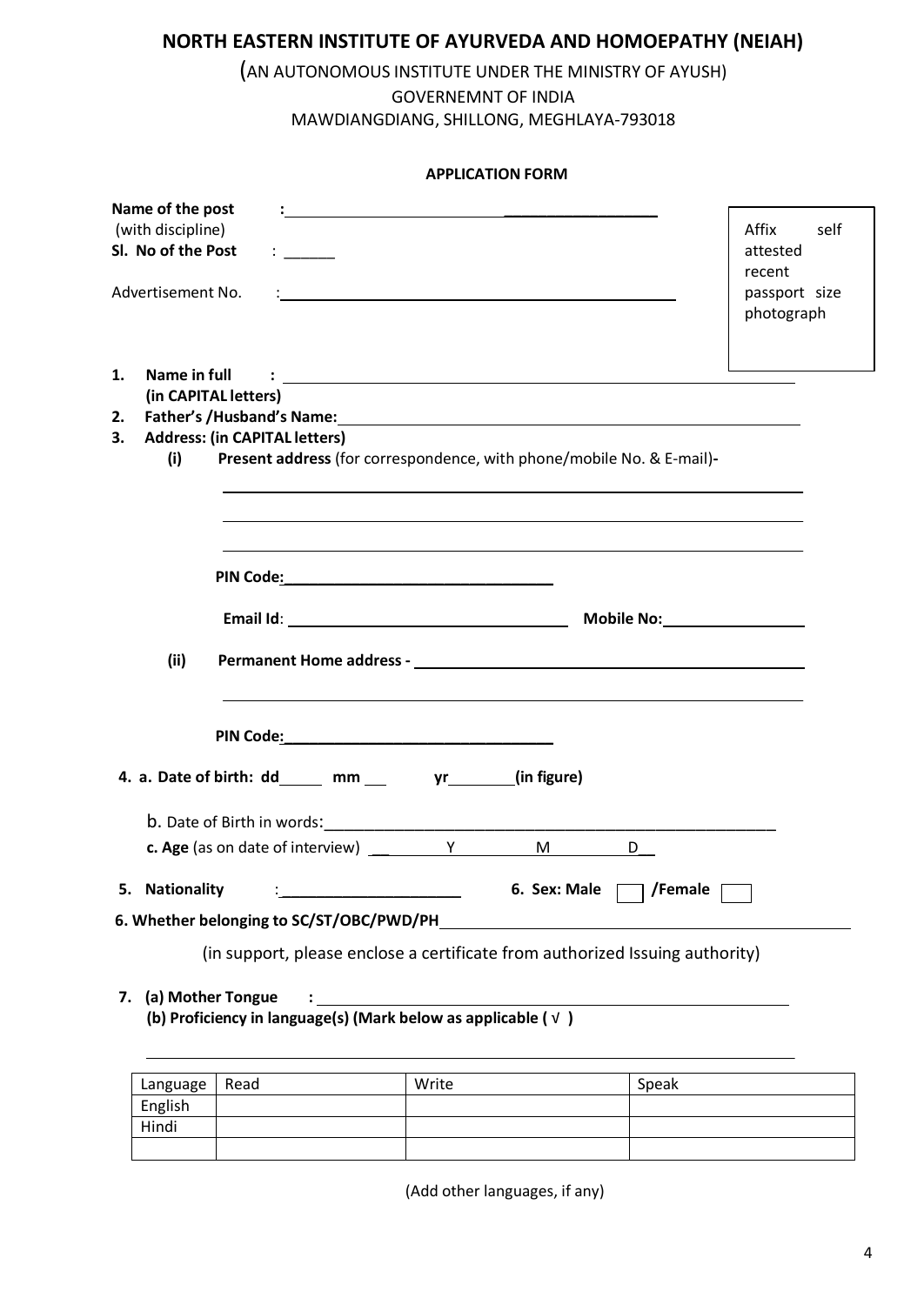# NORTH EASTERN INSTITUTE OF AYURVEDA AND HOMOEPATHY (NEIAH)

(AN AUTONOMOUS INSTITUTE UNDER THE MINISTRY OF AYUSH)
GOVERENMNT OF INDIA
MAWDIANGDIANG, SHILLONG, MEGHLAYA-793018

**APPLICATION FORM**

**Name of the post** (with discipline) : ____________________________________________

**Sl. No of the Post** : ______

Advertisement No. : ____________________________________________

Affix self attested recent passport size photograph

1. **Name in full (in CAPITAL letters)** : ____________________________________________
2. **Father's /Husband's Name:** ____________________________________________
3. **Address: (in CAPITAL letters)**
   - **(i) Present address** (for correspondence, with phone/mobile No. & E-mail)-

     ____________________________________________

     ____________________________________________

     ____________________________________________

     **PIN Code:** ______________________

     **Email Id**: ______________________ **Mobile No:** ______________

   - **(ii) Permanent Home address -** ____________________________________________

     ____________________________________________

     **PIN Code:** ______________________

4. a. **Date of birth: dd** _____ **mm** ___ **yr** _______ **(in figure)**

   b. Date of Birth in words: ____________________________________________

   **c. Age** (as on date of interview) ___ Y ___ M ___ D__

5. **Nationality** : ______________________ **6. Sex: Male** ☐ **/Female** ☐

**6. Whether belonging to SC/ST/OBC/PWD/PH** ____________________________________________

(in support, please enclose a certificate from authorized Issuing authority)

7. **(a) Mother Tongue** : ____________________________________________

   **(b) Proficiency in language(s) (Mark below as applicable ( √ )**

____________________________________________

| Language | Read | Write | Speak |
|---|---|---|---|
| English | | | |
| Hindi | | | |
| | | | |

(Add other languages, if any)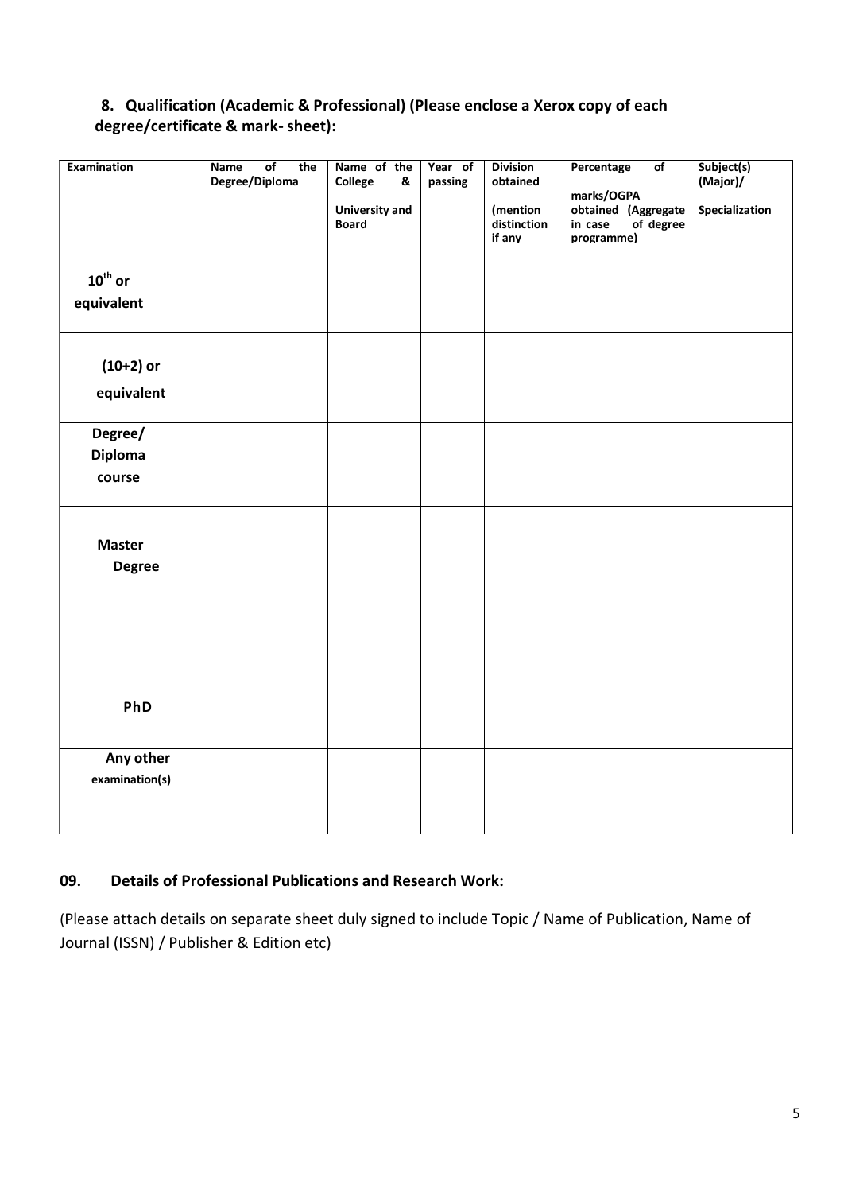**8. Qualification (Academic & Professional) (Please enclose a Xerox copy of each degree/certificate & mark- sheet):**

| Examination | Name of the Degree/Diploma | Name of the College & University and Board | Year of passing | Division obtained (mention distinction if any | Percentage of marks/OGPA obtained (Aggregate in case of degree programme) | Subject(s) (Major)/ Specialization |
|---|---|---|---|---|---|---|
| $10^{th}$ or equivalent | | | | | | |
| (10+2) or equivalent | | | | | | |
| Degree/ Diploma course | | | | | | |
| Master Degree | | | | | | |
| PhD | | | | | | |
| Any other examination(s) | | | | | | |

**09. Details of Professional Publications and Research Work:**

(Please attach details on separate sheet duly signed to include Topic / Name of Publication, Name of Journal (ISSN) / Publisher & Edition etc)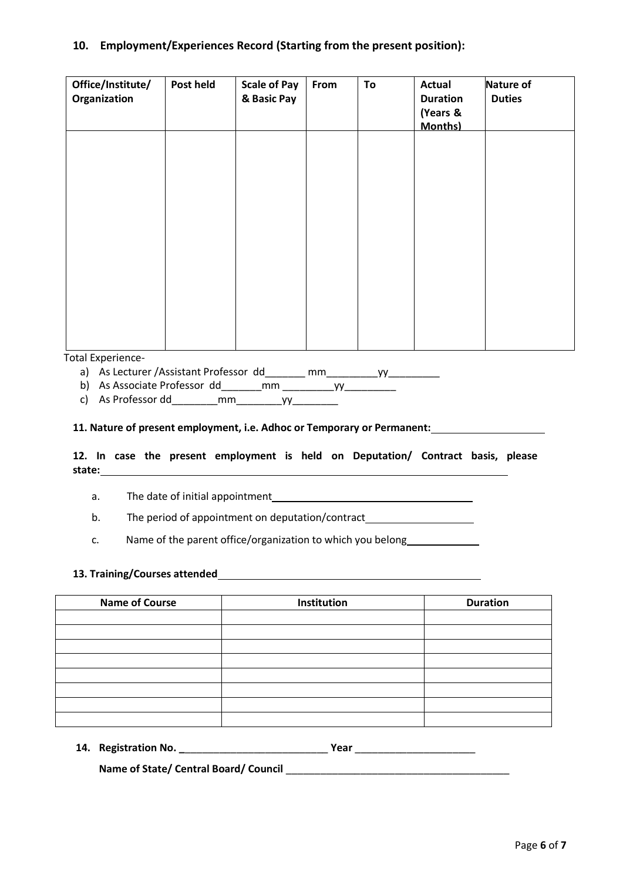## 10. Employment/Experiences Record (Starting from the present position):

| Office/Institute/ Organization | Post held | Scale of Pay & Basic Pay | From | To | Actual Duration (Years & Months) | Nature of Duties |
|---|---|---|---|---|---|---|
| | | | | | | |

Total Experience-

a) As Lecturer /Assistant Professor dd_______ mm_________yy_________
b) As Associate Professor dd_______mm _________yy_________
c) As Professor dd________mm________yy________

**11. Nature of present employment, i.e. Adhoc or Temporary or Permanent:**____________________

**12. In case the present employment is held on Deputation/ Contract basis, please state:**____________________

a. The date of initial appointment____________________
b. The period of appointment on deputation/contract____________________
c. Name of the parent office/organization to which you belong____________

**13. Training/Courses attended**____________________

| Name of Course | Institution | Duration |
|---|---|---|
| | | |
| | | |
| | | |
| | | |
| | | |
| | | |
| | | |
| | | |

**14. Registration No.** __________________________ **Year** _____________________

**Name of State/ Central Board/ Council** ________________________________________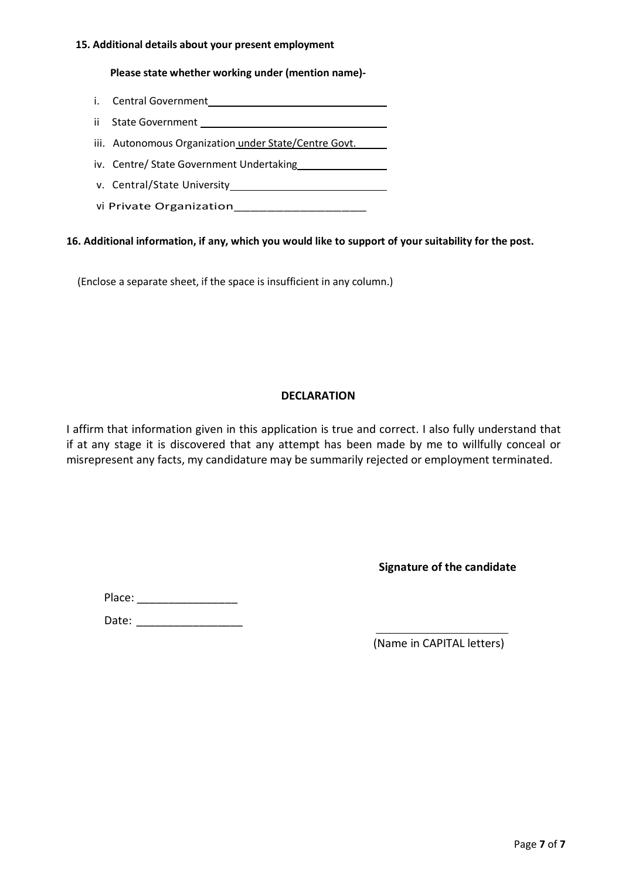**15. Additional details about your present employment**

**Please state whether working under (mention name)-**

i. Central Government ____________________

ii State Government ____________________

iii. Autonomous Organization under State/Centre Govt. ______

iv. Centre/ State Government Undertaking ________________

v. Central/State University ____________________

vi Private Organization______________________

**16. Additional information, if any, which you would like to support of your suitability for the post.**

(Enclose a separate sheet, if the space is insufficient in any column.)

**DECLARATION**

I affirm that information given in this application is true and correct. I also fully understand that if at any stage it is discovered that any attempt has been made by me to willfully conceal or misrepresent any facts, my candidature may be summarily rejected or employment terminated.

**Signature of the candidate**

Place: ________________

Date: _________________

______________________

(Name in CAPITAL letters)